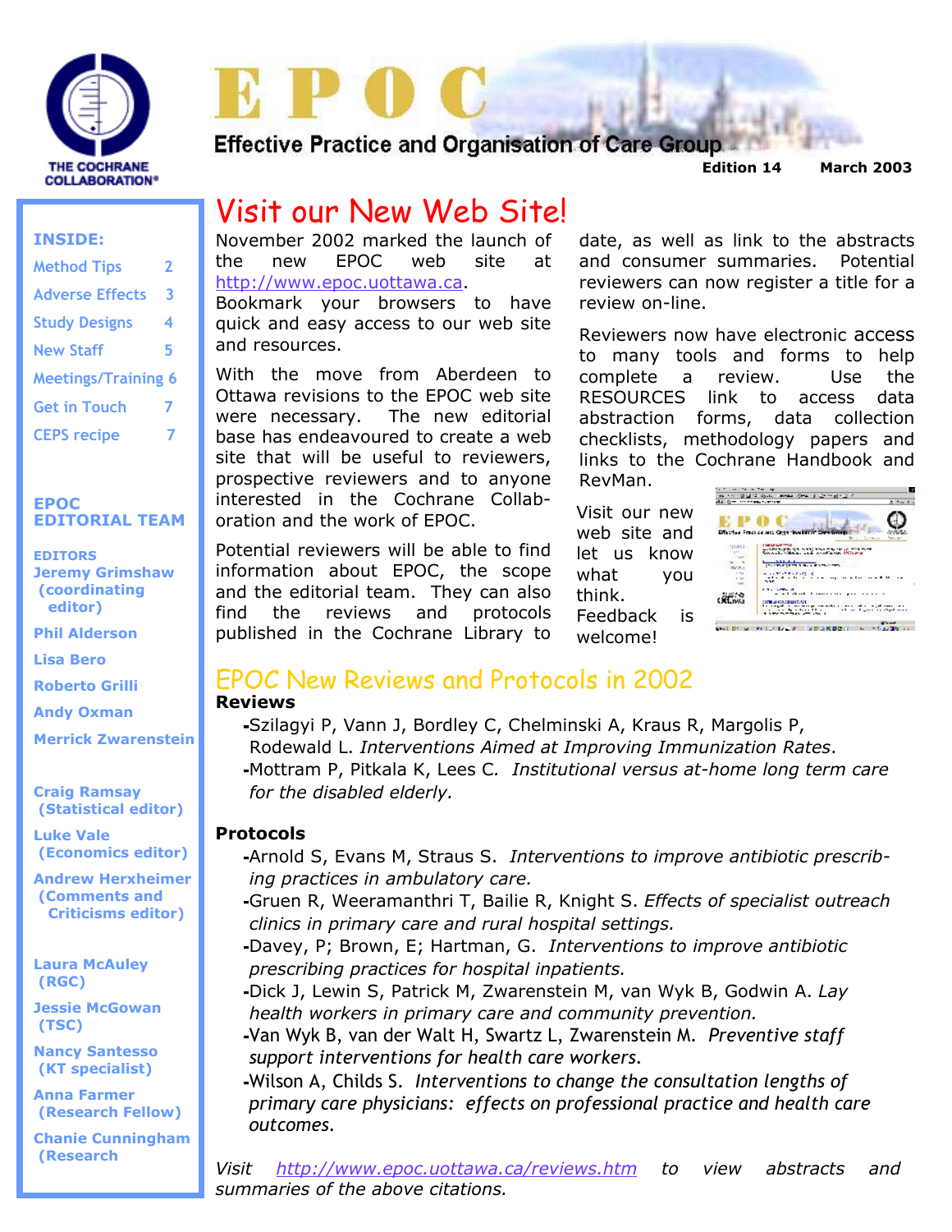# EPOC

Effective Practice and Organisation of Care Group

Edition 14 March 2003

**INSIDE:**

- Method Tips 2
- Adverse Effects 3
- Study Designs 4
- New Staff 5
- Meetings/Training 6
- Get in Touch 7
- CEPS recipe 7

**EPOC EDITORIAL TEAM**

**EDITORS**

**Jeremy Grimshaw (coordinating editor)**

**Phil Alderson**

**Lisa Bero**

**Roberto Grilli**

**Andy Oxman**

**Merrick Zwarenstein**

**Craig Ramsay (Statistical editor)**

**Luke Vale (Economics editor)**

**Andrew Herxheimer (Comments and Criticisms editor)**

**Laura McAuley (RGC)**

**Jessie McGowan (TSC)**

**Nancy Santesso (KT specialist)**

**Anna Farmer (Research Fellow)**

**Chanie Cunningham (Research**

## Visit our New Web Site!

November 2002 marked the launch of the new EPOC web site at http://www.epoc.uottawa.ca. Bookmark your browsers to have quick and easy access to our web site and resources.

With the move from Aberdeen to Ottawa revisions to the EPOC web site were necessary. The new editorial base has endeavoured to create a web site that will be useful to reviewers, prospective reviewers and to anyone interested in the Cochrane Collaboration and the work of EPOC.

Potential reviewers will be able to find information about EPOC, the scope and the editorial team. They can also find the reviews and protocols published in the Cochrane Library to date, as well as link to the abstracts and consumer summaries. Potential reviewers can now register a title for a review on-line.

Reviewers now have electronic access to many tools and forms to help complete a review. Use the RESOURCES link to access data abstraction forms, data collection checklists, methodology papers and links to the Cochrane Handbook and RevMan.

Visit our new web site and let us know what you think. Feedback is welcome!

## EPOC New Reviews and Protocols in 2002

**Reviews**

- Szilagyi P, Vann J, Bordley C, Chelminski A, Kraus R, Margolis P, Rodewald L. *Interventions Aimed at Improving Immunization Rates*.
- Mottram P, Pitkala K, Lees C. *Institutional versus at-home long term care for the disabled elderly.*

**Protocols**

- Arnold S, Evans M, Straus S. *Interventions to improve antibiotic prescribing practices in ambulatory care.*
- Gruen R, Weeramanthri T, Bailie R, Knight S. *Effects of specialist outreach clinics in primary care and rural hospital settings.*
- Davey, P; Brown, E; Hartman, G. *Interventions to improve antibiotic prescribing practices for hospital inpatients.*
- Dick J, Lewin S, Patrick M, Zwarenstein M, van Wyk B, Godwin A. *Lay health workers in primary care and community prevention.*
- Van Wyk B, van der Walt H, Swartz L, Zwarenstein M. *Preventive staff support interventions for health care workers*.
- Wilson A, Childs S. *Interventions to change the consultation lengths of primary care physicians: effects on professional practice and health care outcomes*.

*Visit http://www.epoc.uottawa.ca/reviews.htm to view abstracts and summaries of the above citations.*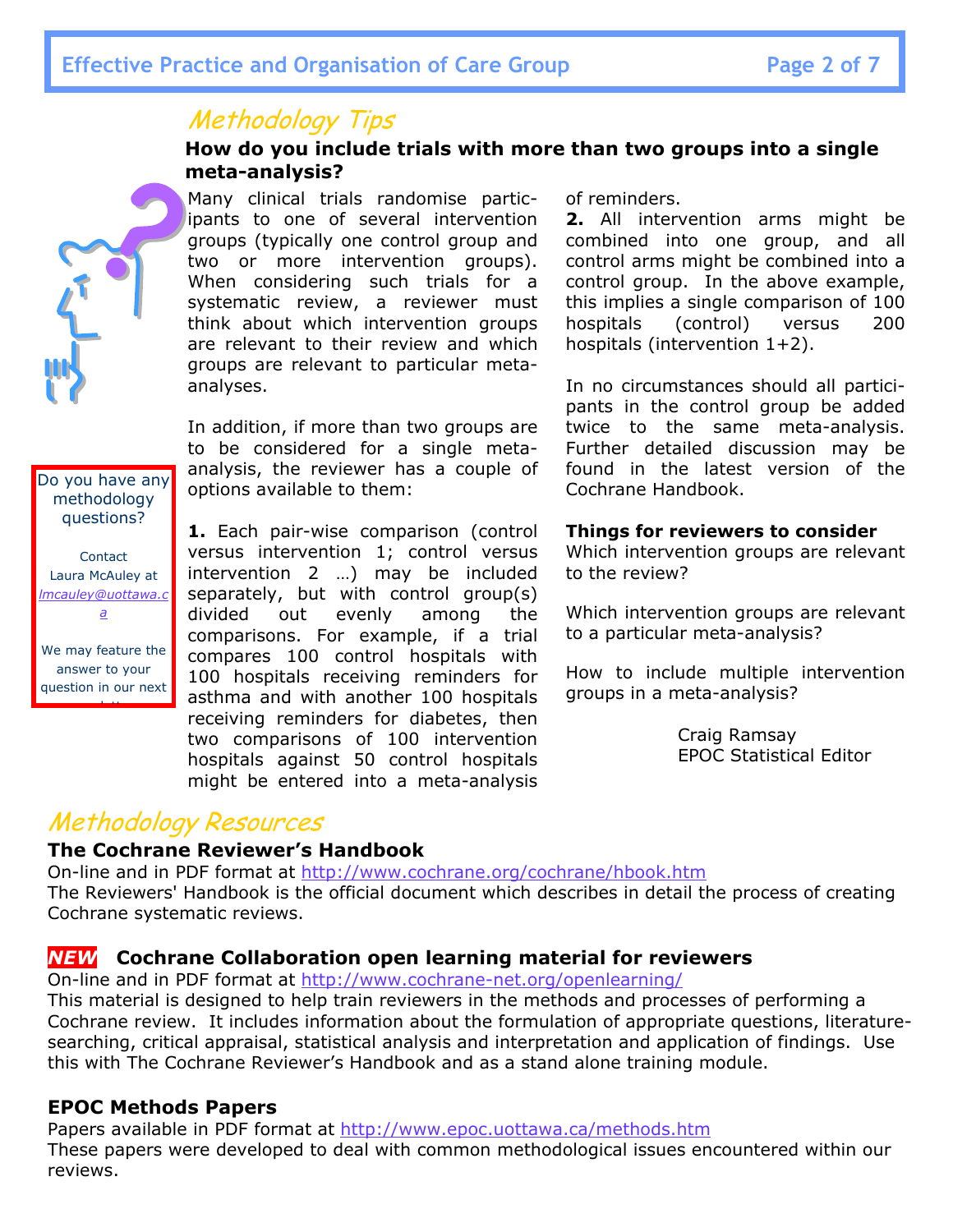## Methodology Tips

### How do you include trials with more than two groups into a single meta-analysis?

Many clinical trials randomise participants to one of several intervention groups (typically one control group and two or more intervention groups). When considering such trials for a systematic review, a reviewer must think about which intervention groups are relevant to their review and which groups are relevant to particular meta-analyses.

In addition, if more than two groups are to be considered for a single meta-analysis, the reviewer has a couple of options available to them:

**1.** Each pair-wise comparison (control versus intervention 1; control versus intervention 2 …) may be included separately, but with control group(s) divided out evenly among the comparisons. For example, if a trial compares 100 control hospitals with 100 hospitals receiving reminders for asthma and with another 100 hospitals receiving reminders for diabetes, then two comparisons of 100 intervention hospitals against 50 control hospitals might be entered into a meta-analysis of reminders.

**2.** All intervention arms might be combined into one group, and all control arms might be combined into a control group. In the above example, this implies a single comparison of 100 hospitals (control) versus 200 hospitals (intervention 1+2).

In no circumstances should all participants in the control group be added twice to the same meta-analysis. Further detailed discussion may be found in the latest version of the Cochrane Handbook.

**Things for reviewers to consider**

Which intervention groups are relevant to the review?

Which intervention groups are relevant to a particular meta-analysis?

How to include multiple intervention groups in a meta-analysis?

Craig Ramsay
EPOC Statistical Editor

Do you have any methodology questions?

Contact Laura McAuley at lmcauley@uottawa.ca

We may feature the answer to your question in our next newsletter

## Methodology Resources

**The Cochrane Reviewer's Handbook**

On-line and in PDF format at http://www.cochrane.org/cochrane/hbook.htm

The Reviewers' Handbook is the official document which describes in detail the process of creating Cochrane systematic reviews.

***NEW*** **Cochrane Collaboration open learning material for reviewers**

On-line and in PDF format at http://www.cochrane-net.org/openlearning/

This material is designed to help train reviewers in the methods and processes of performing a Cochrane review. It includes information about the formulation of appropriate questions, literature-searching, critical appraisal, statistical analysis and interpretation and application of findings. Use this with The Cochrane Reviewer's Handbook and as a stand alone training module.

**EPOC Methods Papers**

Papers available in PDF format at http://www.epoc.uottawa.ca/methods.htm

These papers were developed to deal with common methodological issues encountered within our reviews.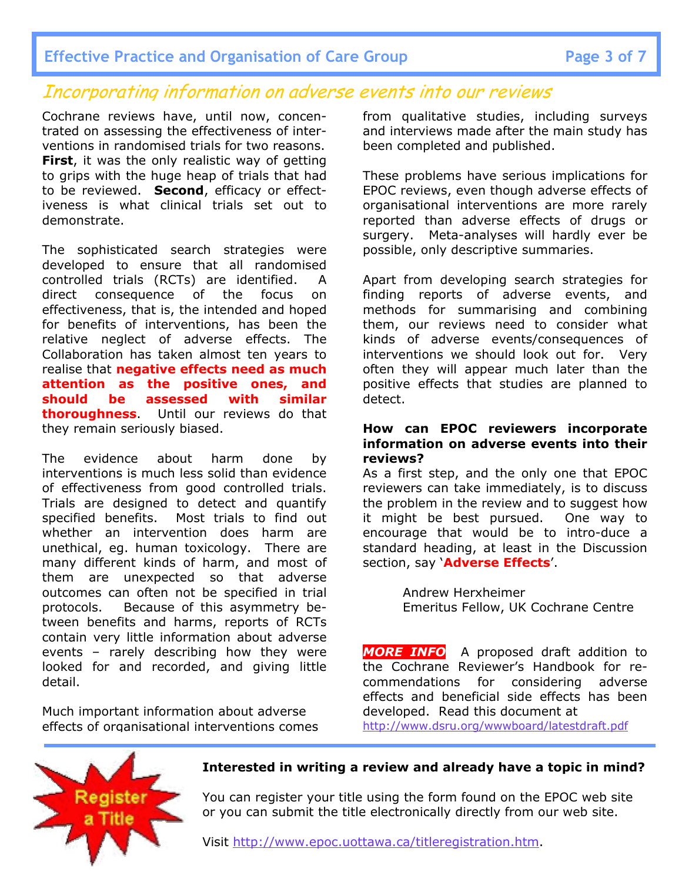## Incorporating information on adverse events into our reviews

Cochrane reviews have, until now, concentrated on assessing the effectiveness of interventions in randomised trials for two reasons. **First**, it was the only realistic way of getting to grips with the huge heap of trials that had to be reviewed. **Second**, efficacy or effectiveness is what clinical trials set out to demonstrate.

The sophisticated search strategies were developed to ensure that all randomised controlled trials (RCTs) are identified. A direct consequence of the focus on effectiveness, that is, the intended and hoped for benefits of interventions, has been the relative neglect of adverse effects. The Collaboration has taken almost ten years to realise that **negative effects need as much attention as the positive ones, and should be assessed with similar thoroughness**. Until our reviews do that they remain seriously biased.

The evidence about harm done by interventions is much less solid than evidence of effectiveness from good controlled trials. Trials are designed to detect and quantify specified benefits. Most trials to find out whether an intervention does harm are unethical, eg. human toxicology. There are many different kinds of harm, and most of them are unexpected so that adverse outcomes can often not be specified in trial protocols. Because of this asymmetry between benefits and harms, reports of RCTs contain very little information about adverse events – rarely describing how they were looked for and recorded, and giving little detail.

Much important information about adverse effects of organisational interventions comes from qualitative studies, including surveys and interviews made after the main study has been completed and published.

These problems have serious implications for EPOC reviews, even though adverse effects of organisational interventions are more rarely reported than adverse effects of drugs or surgery. Meta-analyses will hardly ever be possible, only descriptive summaries.

Apart from developing search strategies for finding reports of adverse events, and methods for summarising and combining them, our reviews need to consider what kinds of adverse events/consequences of interventions we should look out for. Very often they will appear much later than the positive effects that studies are planned to detect.

**How can EPOC reviewers incorporate information on adverse events into their reviews?**

As a first step, and the only one that EPOC reviewers can take immediately, is to discuss the problem in the review and to suggest how it might be best pursued. One way to encourage that would be to intro-duce a standard heading, at least in the Discussion section, say '**Adverse Effects**'.

Andrew Herxheimer
Emeritus Fellow, UK Cochrane Centre

***MORE INFO*** A proposed draft addition to the Cochrane Reviewer's Handbook for recommendations for considering adverse effects and beneficial side effects has been developed. Read this document at http://www.dsru.org/wwwboard/latestdraft.pdf

---

Register a Title

**Interested in writing a review and already have a topic in mind?**

You can register your title using the form found on the EPOC web site or you can submit the title electronically directly from our web site.

Visit http://www.epoc.uottawa.ca/titleregistration.htm.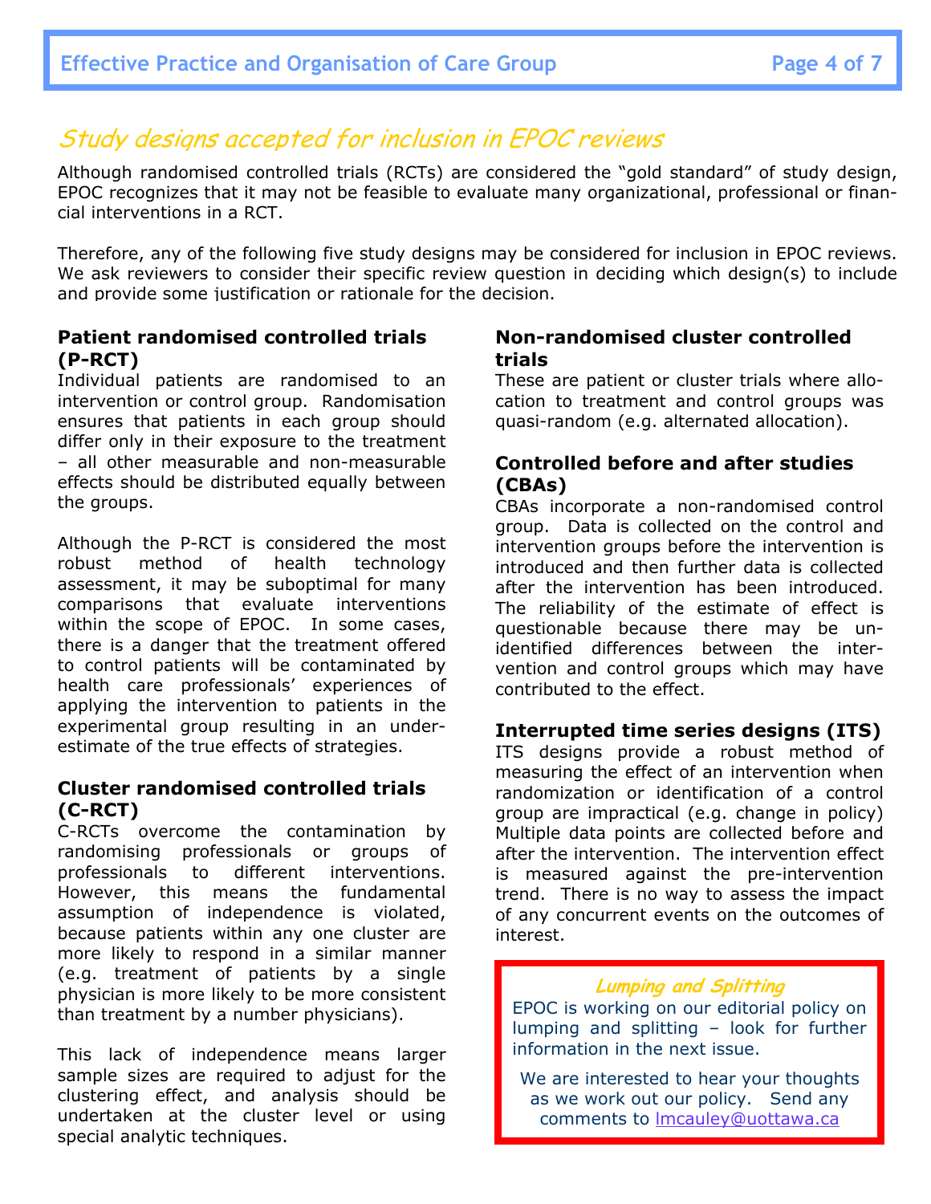## Study designs accepted for inclusion in EPOC reviews

Although randomised controlled trials (RCTs) are considered the "gold standard" of study design, EPOC recognizes that it may not be feasible to evaluate many organizational, professional or financial interventions in a RCT.

Therefore, any of the following five study designs may be considered for inclusion in EPOC reviews. We ask reviewers to consider their specific review question in deciding which design(s) to include and provide some justification or rationale for the decision.

### Patient randomised controlled trials (P-RCT)

Individual patients are randomised to an intervention or control group. Randomisation ensures that patients in each group should differ only in their exposure to the treatment – all other measurable and non-measurable effects should be distributed equally between the groups.

Although the P-RCT is considered the most robust method of health technology assessment, it may be suboptimal for many comparisons that evaluate interventions within the scope of EPOC. In some cases, there is a danger that the treatment offered to control patients will be contaminated by health care professionals' experiences of applying the intervention to patients in the experimental group resulting in an under-estimate of the true effects of strategies.

### Cluster randomised controlled trials (C-RCT)

C-RCTs overcome the contamination by randomising professionals or groups of professionals to different interventions. However, this means the fundamental assumption of independence is violated, because patients within any one cluster are more likely to respond in a similar manner (e.g. treatment of patients by a single physician is more likely to be more consistent than treatment by a number physicians).

This lack of independence means larger sample sizes are required to adjust for the clustering effect, and analysis should be undertaken at the cluster level or using special analytic techniques.

### Non-randomised cluster controlled trials

These are patient or cluster trials where allocation to treatment and control groups was quasi-random (e.g. alternated allocation).

### Controlled before and after studies (CBAs)

CBAs incorporate a non-randomised control group. Data is collected on the control and intervention groups before the intervention is introduced and then further data is collected after the intervention has been introduced. The reliability of the estimate of effect is questionable because there may be unidentified differences between the intervention and control groups which may have contributed to the effect.

### Interrupted time series designs (ITS)

ITS designs provide a robust method of measuring the effect of an intervention when randomization or identification of a control group are impractical (e.g. change in policy) Multiple data points are collected before and after the intervention. The intervention effect is measured against the pre-intervention trend. There is no way to assess the impact of any concurrent events on the outcomes of interest.

### Lumping and Splitting

EPOC is working on our editorial policy on lumping and splitting – look for further information in the next issue.

We are interested to hear your thoughts as we work out our policy. Send any comments to lmcauley@uottawa.ca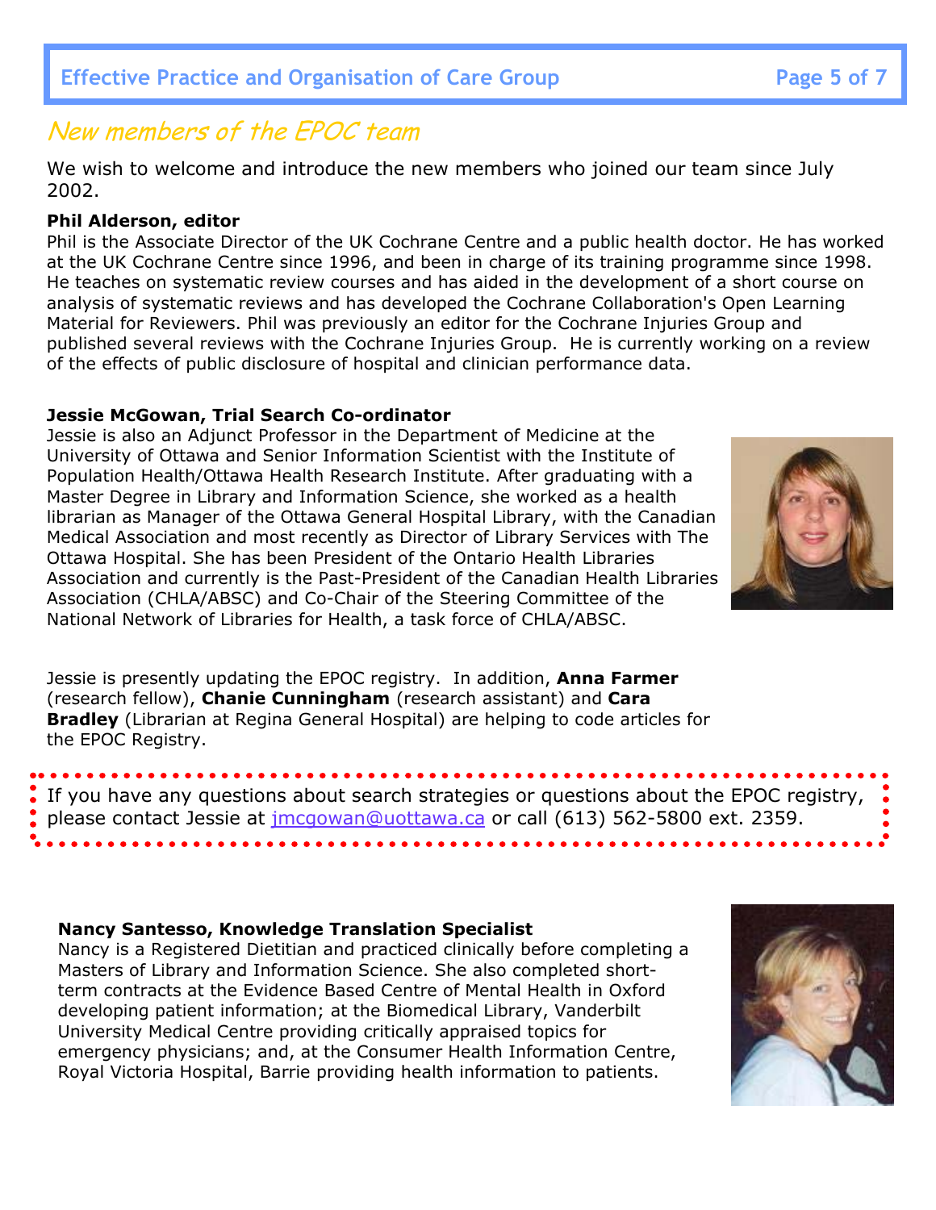## New members of the EPOC team

We wish to welcome and introduce the new members who joined our team since July 2002.

**Phil Alderson, editor**

Phil is the Associate Director of the UK Cochrane Centre and a public health doctor. He has worked at the UK Cochrane Centre since 1996, and been in charge of its training programme since 1998. He teaches on systematic review courses and has aided in the development of a short course on analysis of systematic reviews and has developed the Cochrane Collaboration's Open Learning Material for Reviewers. Phil was previously an editor for the Cochrane Injuries Group and published several reviews with the Cochrane Injuries Group. He is currently working on a review of the effects of public disclosure of hospital and clinician performance data.

**Jessie McGowan, Trial Search Co-ordinator**

Jessie is also an Adjunct Professor in the Department of Medicine at the University of Ottawa and Senior Information Scientist with the Institute of Population Health/Ottawa Health Research Institute. After graduating with a Master Degree in Library and Information Science, she worked as a health librarian as Manager of the Ottawa General Hospital Library, with the Canadian Medical Association and most recently as Director of Library Services with The Ottawa Hospital. She has been President of the Ontario Health Libraries Association and currently is the Past-President of the Canadian Health Libraries Association (CHLA/ABSC) and Co-Chair of the Steering Committee of the National Network of Libraries for Health, a task force of CHLA/ABSC.

Jessie is presently updating the EPOC registry. In addition, **Anna Farmer** (research fellow), **Chanie Cunningham** (research assistant) and **Cara Bradley** (Librarian at Regina General Hospital) are helping to code articles for the EPOC Registry.

If you have any questions about search strategies or questions about the EPOC registry, please contact Jessie at jmcgowan@uottawa.ca or call (613) 562-5800 ext. 2359.

**Nancy Santesso, Knowledge Translation Specialist**

Nancy is a Registered Dietitian and practiced clinically before completing a Masters of Library and Information Science. She also completed short-term contracts at the Evidence Based Centre of Mental Health in Oxford developing patient information; at the Biomedical Library, Vanderbilt University Medical Centre providing critically appraised topics for emergency physicians; and, at the Consumer Health Information Centre, Royal Victoria Hospital, Barrie providing health information to patients.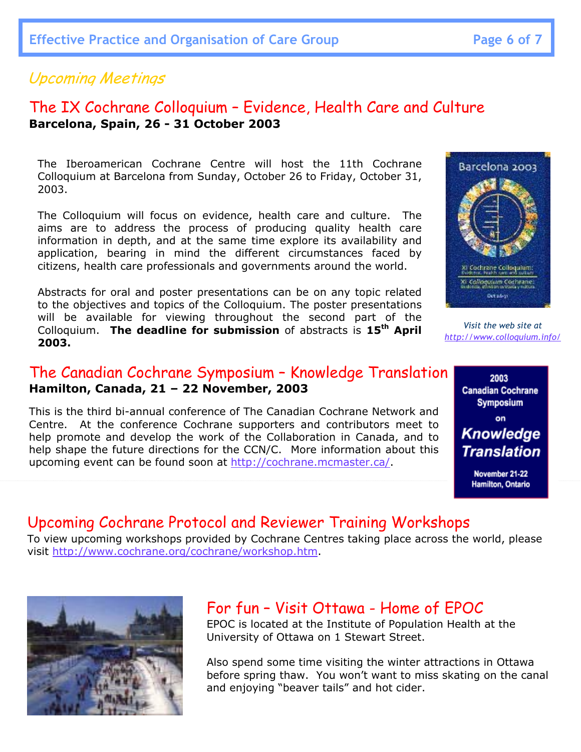## Upcoming Meetings

## The IX Cochrane Colloquium – Evidence, Health Care and Culture

**Barcelona, Spain, 26 - 31 October 2003**

The Iberoamerican Cochrane Centre will host the 11th Cochrane Colloquium at Barcelona from Sunday, October 26 to Friday, October 31, 2003.

The Colloquium will focus on evidence, health care and culture. The aims are to address the process of producing quality health care information in depth, and at the same time explore its availability and application, bearing in mind the different circumstances faced by citizens, health care professionals and governments around the world.

Abstracts for oral and poster presentations can be on any topic related to the objectives and topics of the Colloquium. The poster presentations will be available for viewing throughout the second part of the Colloquium. **The deadline for submission** of abstracts is **15th April 2003.**

*Visit the web site at [http://www.colloquium.info/](http://www.colloquium.info/)*

## The Canadian Cochrane Symposium – Knowledge Translation

**Hamilton, Canada, 21 – 22 November, 2003**

This is the third bi-annual conference of The Canadian Cochrane Network and Centre. At the conference Cochrane supporters and contributors meet to help promote and develop the work of the Collaboration in Canada, and to help shape the future directions for the CCN/C. More information about this upcoming event can be found soon at [http://cochrane.mcmaster.ca/](http://cochrane.mcmaster.ca/).

## Upcoming Cochrane Protocol and Reviewer Training Workshops

To view upcoming workshops provided by Cochrane Centres taking place across the world, please visit [http://www.cochrane.org/cochrane/workshop.htm](http://www.cochrane.org/cochrane/workshop.htm).

## For fun – Visit Ottawa - Home of EPOC

EPOC is located at the Institute of Population Health at the University of Ottawa on 1 Stewart Street.

Also spend some time visiting the winter attractions in Ottawa before spring thaw. You won't want to miss skating on the canal and enjoying "beaver tails" and hot cider.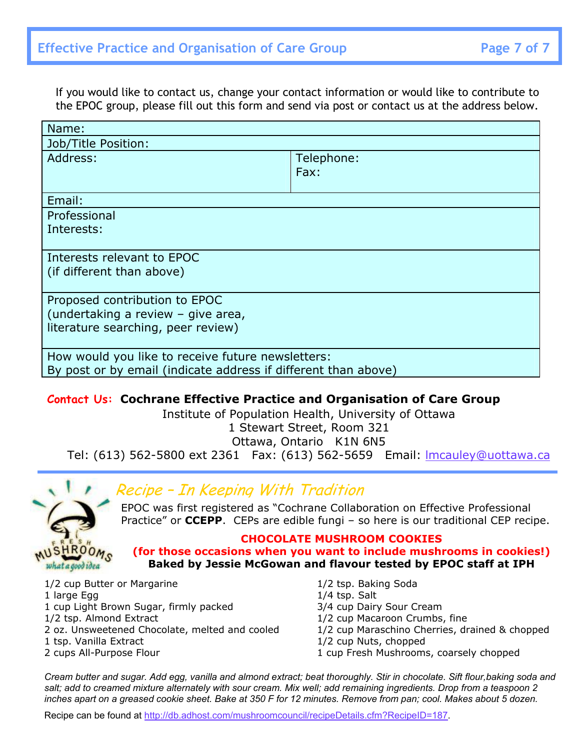If you would like to contact us, change your contact information or would like to contribute to the EPOC group, please fill out this form and send via post or contact us at the address below.

| | |
|---|---|
| Name: | |
| Job/Title Position: | |
| Address: | Telephone:<br>Fax: |
| Email: | |
| Professional Interests: | |
| Interests relevant to EPOC (if different than above) | |
| Proposed contribution to EPOC (undertaking a review – give area, literature searching, peer review) | |
| How would you like to receive future newsletters: By post or by email (indicate address if different than above) | |

**Contact Us:** **Cochrane Effective Practice and Organisation of Care Group**
Institute of Population Health, University of Ottawa
1 Stewart Street, Room 321
Ottawa, Ontario K1N 6N5
Tel: (613) 562-5800 ext 2361 Fax: (613) 562-5659 Email: lmcauley@uottawa.ca

## Recipe – In Keeping With Tradition

EPOC was first registered as "Cochrane Collaboration on Effective Professional Practice" or **CCEPP**. CEPs are edible fungi – so here is our traditional CEP recipe.

**CHOCOLATE MUSHROOM COOKIES**
**(for those occasions when you want to include mushrooms in cookies!)**
**Baked by Jessie McGowan and flavour tested by EPOC staff at IPH**

- 1/2 cup Butter or Margarine
- 1 large Egg
- 1 cup Light Brown Sugar, firmly packed
- 1/2 tsp. Almond Extract
- 2 oz. Unsweetened Chocolate, melted and cooled
- 1 tsp. Vanilla Extract
- 2 cups All-Purpose Flour
- 1/2 tsp. Baking Soda
- 1/4 tsp. Salt
- 3/4 cup Dairy Sour Cream
- 1/2 cup Macaroon Crumbs, fine
- 1/2 cup Maraschino Cherries, drained & chopped
- 1/2 cup Nuts, chopped
- 1 cup Fresh Mushrooms, coarsely chopped

*Cream butter and sugar. Add egg, vanilla and almond extract; beat thoroughly. Stir in chocolate. Sift flour,baking soda and salt; add to creamed mixture alternately with sour cream. Mix well; add remaining ingredients. Drop from a teaspoon 2 inches apart on a greased cookie sheet. Bake at 350 F for 12 minutes. Remove from pan; cool. Makes about 5 dozen.*

Recipe can be found at http://db.adhost.com/mushroomcouncil/recipeDetails.cfm?RecipeID=187.